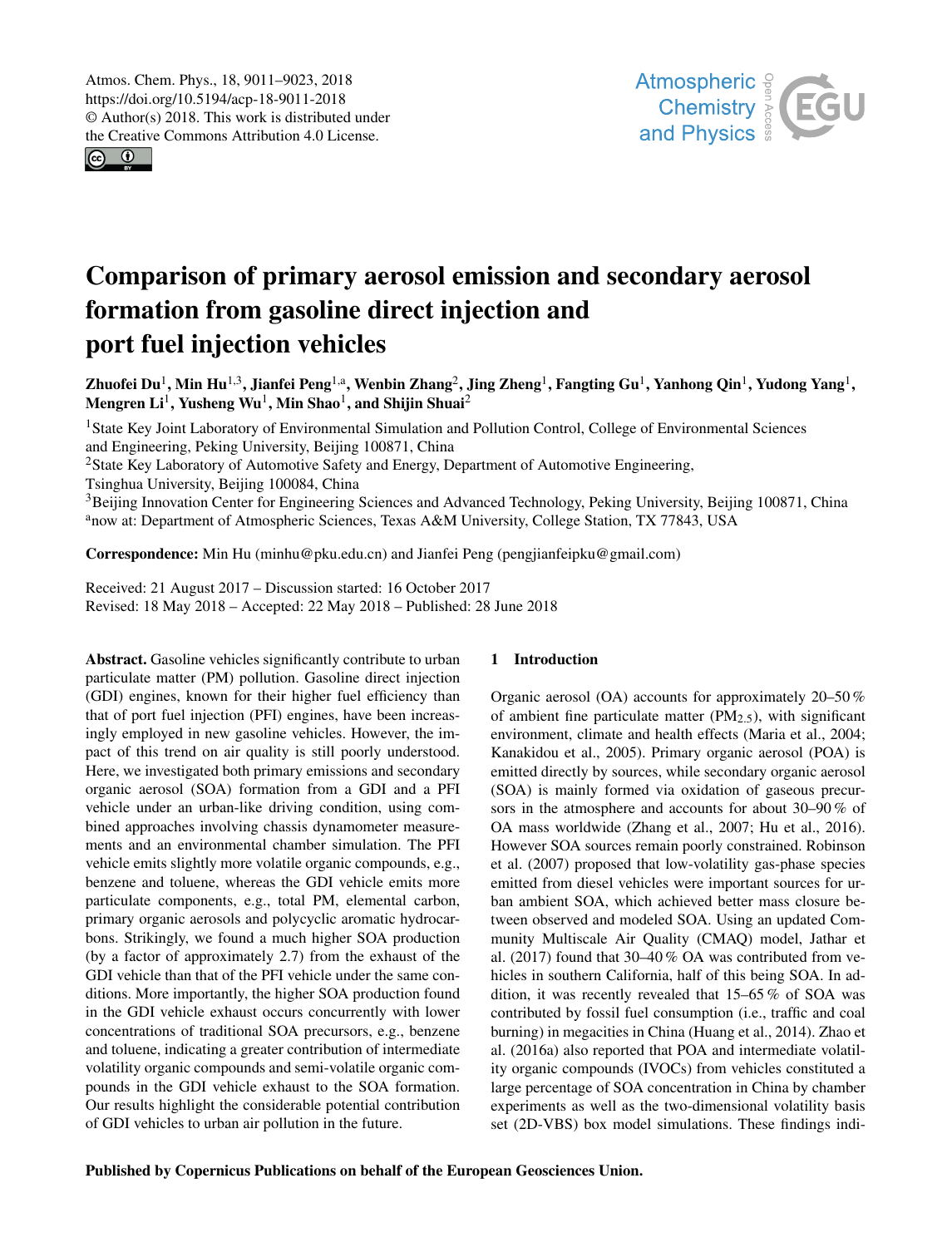# Comparison of primary aerosol emission and secondary aerosol formation from gasoline direct injection and port fuel injection vehicles

**Zhuofei Du[1], Min Hu[1,3], Jianfei Peng[1,a], Wenbin Zhang[2], Jing Zheng[1], Fangting Gu[1], Yanhong Qin[1], Yudong Yang[1], Mengren Li[1], Yusheng Wu[1], Min Shao[1], and Shijin Shuai[2]**

[1]State Key Joint Laboratory of Environmental Simulation and Pollution Control, College of Environmental Sciences and Engineering, Peking University, Beijing 100871, China

[2]State Key Laboratory of Automotive Safety and Energy, Department of Automotive Engineering, Tsinghua University, Beijing 100084, China

[3]Beijing Innovation Center for Engineering Sciences and Advanced Technology, Peking University, Beijing 100871, China

[a]now at: Department of Atmospheric Sciences, Texas A&M University, College Station, TX 77843, USA

**Correspondence:** Min Hu (minhu@pku.edu.cn) and Jianfei Peng (pengjianfeipku@gmail.com)

Received: 21 August 2017 – Discussion started: 16 October 2017
Revised: 18 May 2018 – Accepted: 22 May 2018 – Published: 28 June 2018

**Abstract.** Gasoline vehicles significantly contribute to urban particulate matter (PM) pollution. Gasoline direct injection (GDI) engines, known for their higher fuel efficiency than that of port fuel injection (PFI) engines, have been increasingly employed in new gasoline vehicles. However, the impact of this trend on air quality is still poorly understood. Here, we investigated both primary emissions and secondary organic aerosol (SOA) formation from a GDI and a PFI vehicle under an urban-like driving condition, using combined approaches involving chassis dynamometer measurements and an environmental chamber simulation. The PFI vehicle emits slightly more volatile organic compounds, e.g., benzene and toluene, whereas the GDI vehicle emits more particulate components, e.g., total PM, elemental carbon, primary organic aerosols and polycyclic aromatic hydrocarbons. Strikingly, we found a much higher SOA production (by a factor of approximately 2.7) from the exhaust of the GDI vehicle than that of the PFI vehicle under the same conditions. More importantly, the higher SOA production found in the GDI vehicle exhaust occurs concurrently with lower concentrations of traditional SOA precursors, e.g., benzene and toluene, indicating a greater contribution of intermediate volatility organic compounds and semi-volatile organic compounds in the GDI vehicle exhaust to the SOA formation. Our results highlight the considerable potential contribution of GDI vehicles to urban air pollution in the future.

## 1 Introduction

Organic aerosol (OA) accounts for approximately 20–50 % of ambient fine particulate matter ($PM_{2.5}$), with significant environment, climate and health effects (Maria et al., 2004; Kanakidou et al., 2005). Primary organic aerosol (POA) is emitted directly by sources, while secondary organic aerosol (SOA) is mainly formed via oxidation of gaseous precursors in the atmosphere and accounts for about 30–90 % of OA mass worldwide (Zhang et al., 2007; Hu et al., 2016). However SOA sources remain poorly constrained. Robinson et al. (2007) proposed that low-volatility gas-phase species emitted from diesel vehicles were important sources for urban ambient SOA, which achieved better mass closure between observed and modeled SOA. Using an updated Community Multiscale Air Quality (CMAQ) model, Jathar et al. (2017) found that 30–40 % OA was contributed from vehicles in southern California, half of this being SOA. In addition, it was recently revealed that 15–65 % of SOA was contributed by fossil fuel consumption (i.e., traffic and coal burning) in megacities in China (Huang et al., 2014). Zhao et al. (2016a) also reported that POA and intermediate volatility organic compounds (IVOCs) from vehicles constituted a large percentage of SOA concentration in China by chamber experiments as well as the two-dimensional volatility basis set (2D-VBS) box model simulations. These findings indi-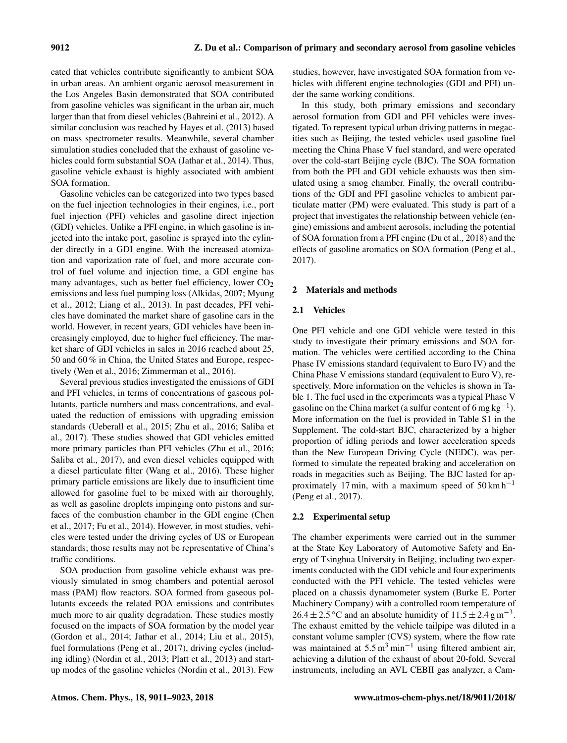cated that vehicles contribute significantly to ambient SOA in urban areas. An ambient organic aerosol measurement in the Los Angeles Basin demonstrated that SOA contributed from gasoline vehicles was significant in the urban air, much larger than that from diesel vehicles (Bahreini et al., 2012). A similar conclusion was reached by Hayes et al. (2013) based on mass spectrometer results. Meanwhile, several chamber simulation studies concluded that the exhaust of gasoline vehicles could form substantial SOA (Jathar et al., 2014). Thus, gasoline vehicle exhaust is highly associated with ambient SOA formation.

Gasoline vehicles can be categorized into two types based on the fuel injection technologies in their engines, i.e., port fuel injection (PFI) vehicles and gasoline direct injection (GDI) vehicles. Unlike a PFI engine, in which gasoline is injected into the intake port, gasoline is sprayed into the cylinder directly in a GDI engine. With the increased atomization and vaporization rate of fuel, and more accurate control of fuel volume and injection time, a GDI engine has many advantages, such as better fuel efficiency, lower $CO_2$ emissions and less fuel pumping loss (Alkidas, 2007; Myung et al., 2012; Liang et al., 2013). In past decades, PFI vehicles have dominated the market share of gasoline cars in the world. However, in recent years, GDI vehicles have been increasingly employed, due to higher fuel efficiency. The market share of GDI vehicles in sales in 2016 reached about 25, 50 and 60 % in China, the United States and Europe, respectively (Wen et al., 2016; Zimmerman et al., 2016).

Several previous studies investigated the emissions of GDI and PFI vehicles, in terms of concentrations of gaseous pollutants, particle numbers and mass concentrations, and evaluated the reduction of emissions with upgrading emission standards (Ueberall et al., 2015; Zhu et al., 2016; Saliba et al., 2017). These studies showed that GDI vehicles emitted more primary particles than PFI vehicles (Zhu et al., 2016; Saliba et al., 2017), and even diesel vehicles equipped with a diesel particulate filter (Wang et al., 2016). These higher primary particle emissions are likely due to insufficient time allowed for gasoline fuel to be mixed with air thoroughly, as well as gasoline droplets impinging onto pistons and surfaces of the combustion chamber in the GDI engine (Chen et al., 2017; Fu et al., 2014). However, in most studies, vehicles were tested under the driving cycles of US or European standards; those results may not be representative of China's traffic conditions.

SOA production from gasoline vehicle exhaust was previously simulated in smog chambers and potential aerosol mass (PAM) flow reactors. SOA formed from gaseous pollutants exceeds the related POA emissions and contributes much more to air quality degradation. These studies mostly focused on the impacts of SOA formation by the model year (Gordon et al., 2014; Jathar et al., 2014; Liu et al., 2015), fuel formulations (Peng et al., 2017), driving cycles (including idling) (Nordin et al., 2013; Platt et al., 2013) and start-up modes of the gasoline vehicles (Nordin et al., 2013). Few studies, however, have investigated SOA formation from vehicles with different engine technologies (GDI and PFI) under the same working conditions.

In this study, both primary emissions and secondary aerosol formation from GDI and PFI vehicles were investigated. To represent typical urban driving patterns in megacities such as Beijing, the tested vehicles used gasoline fuel meeting the China Phase V fuel standard, and were operated over the cold-start Beijing cycle (BJC). The SOA formation from both the PFI and GDI vehicle exhausts was then simulated using a smog chamber. Finally, the overall contributions of the GDI and PFI gasoline vehicles to ambient particulate matter (PM) were evaluated. This study is part of a project that investigates the relationship between vehicle (engine) emissions and ambient aerosols, including the potential of SOA formation from a PFI engine (Du et al., 2018) and the effects of gasoline aromatics on SOA formation (Peng et al., 2017).

## 2 Materials and methods

### 2.1 Vehicles

One PFI vehicle and one GDI vehicle were tested in this study to investigate their primary emissions and SOA formation. The vehicles were certified according to the China Phase IV emissions standard (equivalent to Euro IV) and the China Phase V emissions standard (equivalent to Euro V), respectively. More information on the vehicles is shown in Table 1. The fuel used in the experiments was a typical Phase V gasoline on the China market (a sulfur content of 6 $mg\,kg^{-1}$). More information on the fuel is provided in Table S1 in the Supplement. The cold-start BJC, characterized by a higher proportion of idling periods and lower acceleration speeds than the New European Driving Cycle (NEDC), was performed to simulate the repeated braking and acceleration on roads in megacities such as Beijing. The BJC lasted for approximately 17 min, with a maximum speed of 50 $km\,h^{-1}$ (Peng et al., 2017).

### 2.2 Experimental setup

The chamber experiments were carried out in the summer at the State Key Laboratory of Automotive Safety and Energy of Tsinghua University in Beijing, including two experiments conducted with the GDI vehicle and four experiments conducted with the PFI vehicle. The tested vehicles were placed on a chassis dynamometer system (Burke E. Porter Machinery Company) with a controlled room temperature of $26.4 \pm 2.5\,^{\circ}C$ and an absolute humidity of $11.5 \pm 2.4\,g\,m^{-3}$. The exhaust emitted by the vehicle tailpipe was diluted in a constant volume sampler (CVS) system, where the flow rate was maintained at $5.5\,m^3\,min^{-1}$ using filtered ambient air, achieving a dilution of the exhaust of about 20-fold. Several instruments, including an AVL CEBII gas analyzer, a Cam-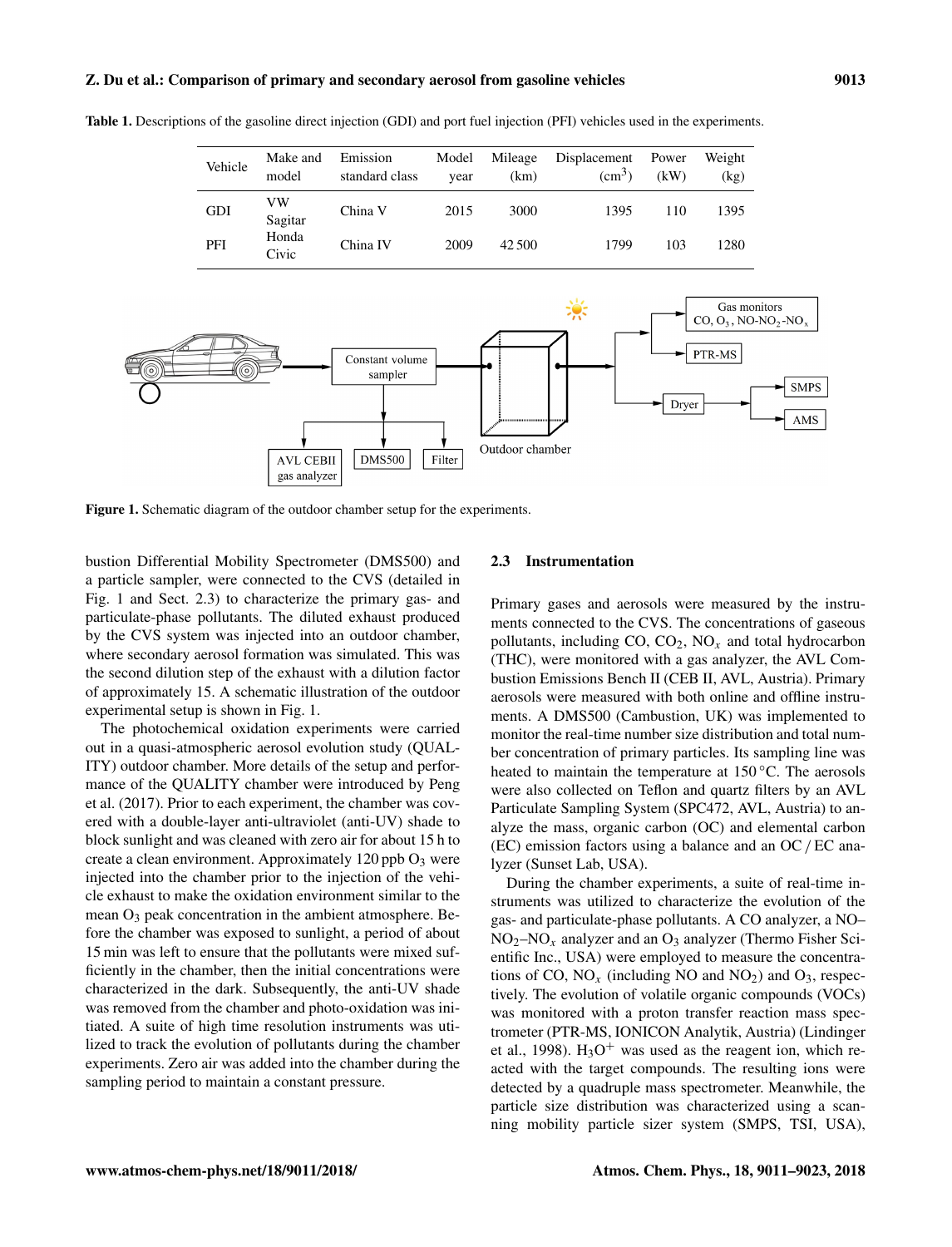**Table 1.** Descriptions of the gasoline direct injection (GDI) and port fuel injection (PFI) vehicles used in the experiments.

| Vehicle | Make and model | Emission standard class | Model year | Mileage (km) | Displacement ($cm^3$) | Power (kW) | Weight (kg) |
|---|---|---|---|---|---|---|---|
| GDI | VW Sagitar | China V | 2015 | 3000 | 1395 | 110 | 1395 |
| PFI | Honda Civic | China IV | 2009 | 42 500 | 1799 | 103 | 1280 |

**Figure 1.** Schematic diagram of the outdoor chamber setup for the experiments.

bustion Differential Mobility Spectrometer (DMS500) and a particle sampler, were connected to the CVS (detailed in Fig. 1 and Sect. 2.3) to characterize the primary gas- and particulate-phase pollutants. The diluted exhaust produced by the CVS system was injected into an outdoor chamber, where secondary aerosol formation was simulated. This was the second dilution step of the exhaust with a dilution factor of approximately 15. A schematic illustration of the outdoor experimental setup is shown in Fig. 1.

The photochemical oxidation experiments were carried out in a quasi-atmospheric aerosol evolution study (QUALITY) outdoor chamber. More details of the setup and performance of the QUALITY chamber were introduced by Peng et al. (2017). Prior to each experiment, the chamber was covered with a double-layer anti-ultraviolet (anti-UV) shade to block sunlight and was cleaned with zero air for about 15 h to create a clean environment. Approximately 120 ppb $O_3$ were injected into the chamber prior to the injection of the vehicle exhaust to make the oxidation environment similar to the mean $O_3$ peak concentration in the ambient atmosphere. Before the chamber was exposed to sunlight, a period of about 15 min was left to ensure that the pollutants were mixed sufficiently in the chamber, then the initial concentrations were characterized in the dark. Subsequently, the anti-UV shade was removed from the chamber and photo-oxidation was initiated. A suite of high time resolution instruments was utilized to track the evolution of pollutants during the chamber experiments. Zero air was added into the chamber during the sampling period to maintain a constant pressure.

## 2.3 Instrumentation

Primary gases and aerosols were measured by the instruments connected to the CVS. The concentrations of gaseous pollutants, including CO, $CO_2$, $NO_x$ and total hydrocarbon (THC), were monitored with a gas analyzer, the AVL Combustion Emissions Bench II (CEB II, AVL, Austria). Primary aerosols were measured with both online and offline instruments. A DMS500 (Cambustion, UK) was implemented to monitor the real-time number size distribution and total number concentration of primary particles. Its sampling line was heated to maintain the temperature at 150 °C. The aerosols were also collected on Teflon and quartz filters by an AVL Particulate Sampling System (SPC472, AVL, Austria) to analyze the mass, organic carbon (OC) and elemental carbon (EC) emission factors using a balance and an OC / EC analyzer (Sunset Lab, USA).

During the chamber experiments, a suite of real-time instruments was utilized to characterize the evolution of the gas- and particulate-phase pollutants. A CO analyzer, a NO–$NO_2$–$NO_x$ analyzer and an $O_3$ analyzer (Thermo Fisher Scientific Inc., USA) were employed to measure the concentrations of CO, $NO_x$ (including NO and $NO_2$) and $O_3$, respectively. The evolution of volatile organic compounds (VOCs) was monitored with a proton transfer reaction mass spectrometer (PTR-MS, IONICON Analytik, Austria) (Lindinger et al., 1998). $H_3O^+$ was used as the reagent ion, which reacted with the target compounds. The resulting ions were detected by a quadruple mass spectrometer. Meanwhile, the particle size distribution was characterized using a scanning mobility particle sizer system (SMPS, TSI, USA),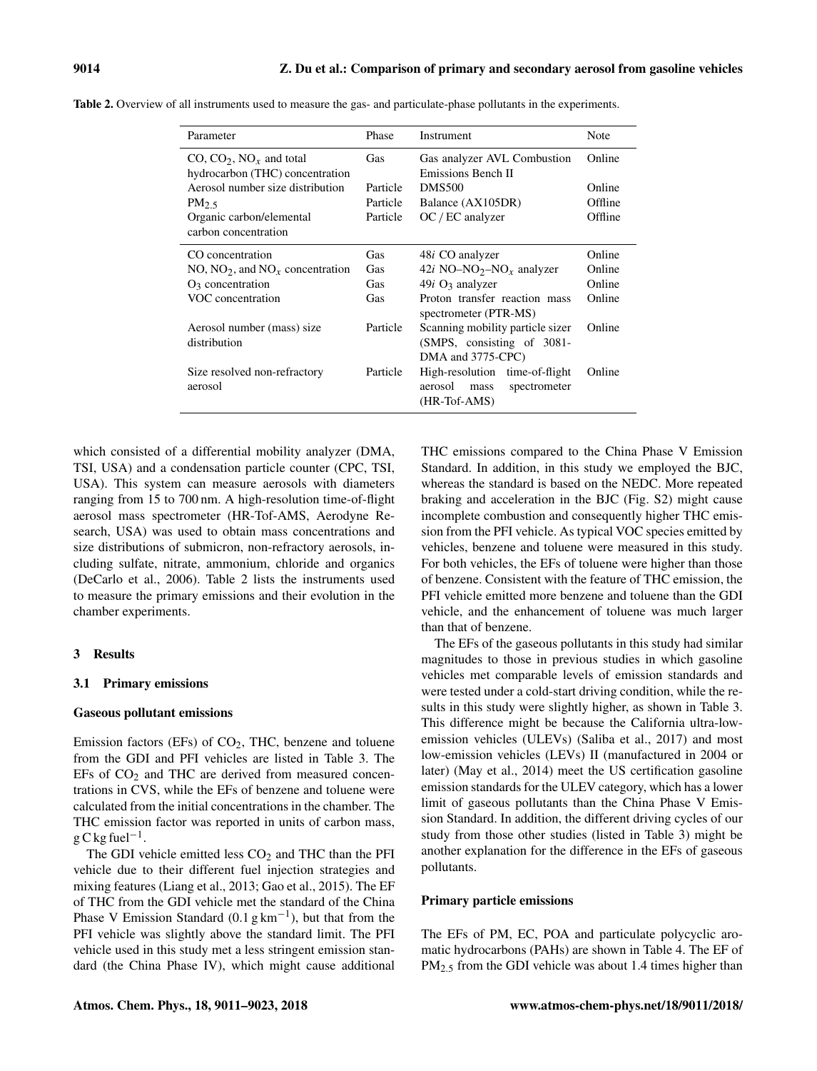**Table 2.** Overview of all instruments used to measure the gas- and particulate-phase pollutants in the experiments.

| Parameter | Phase | Instrument | Note |
|---|---|---|---|
| CO, $CO_2$, $NO_x$ and total hydrocarbon (THC) concentration | Gas | Gas analyzer AVL Combustion Emissions Bench II | Online |
| Aerosol number size distribution | Particle | DMS500 | Online |
| $PM_{2.5}$ | Particle | Balance (AX105DR) | Offline |
| Organic carbon/elemental carbon concentration | Particle | OC / EC analyzer | Offline |
| CO concentration | Gas | 48*i* CO analyzer | Online |
| NO, $NO_2$, and $NO_x$ concentration | Gas | 42*i* NO–$NO_2$–$NO_x$ analyzer | Online |
| $O_3$ concentration | Gas | 49*i* $O_3$ analyzer | Online |
| VOC concentration | Gas | Proton transfer reaction mass spectrometer (PTR-MS) | Online |
| Aerosol number (mass) size distribution | Particle | Scanning mobility particle sizer (SMPS, consisting of 3081-DMA and 3775-CPC) | Online |
| Size resolved non-refractory aerosol | Particle | High-resolution time-of-flight aerosol mass spectrometer (HR-Tof-AMS) | Online |

which consisted of a differential mobility analyzer (DMA, TSI, USA) and a condensation particle counter (CPC, TSI, USA). This system can measure aerosols with diameters ranging from 15 to 700 nm. A high-resolution time-of-flight aerosol mass spectrometer (HR-Tof-AMS, Aerodyne Research, USA) was used to obtain mass concentrations and size distributions of submicron, non-refractory aerosols, including sulfate, nitrate, ammonium, chloride and organics (DeCarlo et al., 2006). Table 2 lists the instruments used to measure the primary emissions and their evolution in the chamber experiments.

## 3 Results

### 3.1 Primary emissions

**Gaseous pollutant emissions**

Emission factors (EFs) of $CO_2$, THC, benzene and toluene from the GDI and PFI vehicles are listed in Table 3. The EFs of $CO_2$ and THC are derived from measured concentrations in CVS, while the EFs of benzene and toluene were calculated from the initial concentrations in the chamber. The THC emission factor was reported in units of carbon mass, $g\,C\,kg\,fuel^{-1}$.

The GDI vehicle emitted less $CO_2$ and THC than the PFI vehicle due to their different fuel injection strategies and mixing features (Liang et al., 2013; Gao et al., 2015). The EF of THC from the GDI vehicle met the standard of the China Phase V Emission Standard ($0.1\,g\,km^{-1}$), but that from the PFI vehicle was slightly above the standard limit. The PFI vehicle used in this study met a less stringent emission standard (the China Phase IV), which might cause additional THC emissions compared to the China Phase V Emission Standard. In addition, in this study we employed the BJC, whereas the standard is based on the NEDC. More repeated braking and acceleration in the BJC (Fig. S2) might cause incomplete combustion and consequently higher THC emission from the PFI vehicle. As typical VOC species emitted by vehicles, benzene and toluene were measured in this study. For both vehicles, the EFs of toluene were higher than those of benzene. Consistent with the feature of THC emission, the PFI vehicle emitted more benzene and toluene than the GDI vehicle, and the enhancement of toluene was much larger than that of benzene.

The EFs of the gaseous pollutants in this study had similar magnitudes to those in previous studies in which gasoline vehicles met comparable levels of emission standards and were tested under a cold-start driving condition, while the results in this study were slightly higher, as shown in Table 3. This difference might be because the California ultra-low-emission vehicles (ULEVs) (Saliba et al., 2017) and most low-emission vehicles (LEVs) II (manufactured in 2004 or later) (May et al., 2014) meet the US certification gasoline emission standards for the ULEV category, which has a lower limit of gaseous pollutants than the China Phase V Emission Standard. In addition, the different driving cycles of our study from those other studies (listed in Table 3) might be another explanation for the difference in the EFs of gaseous pollutants.

**Primary particle emissions**

The EFs of PM, EC, POA and particulate polycyclic aromatic hydrocarbons (PAHs) are shown in Table 4. The EF of $PM_{2.5}$ from the GDI vehicle was about 1.4 times higher than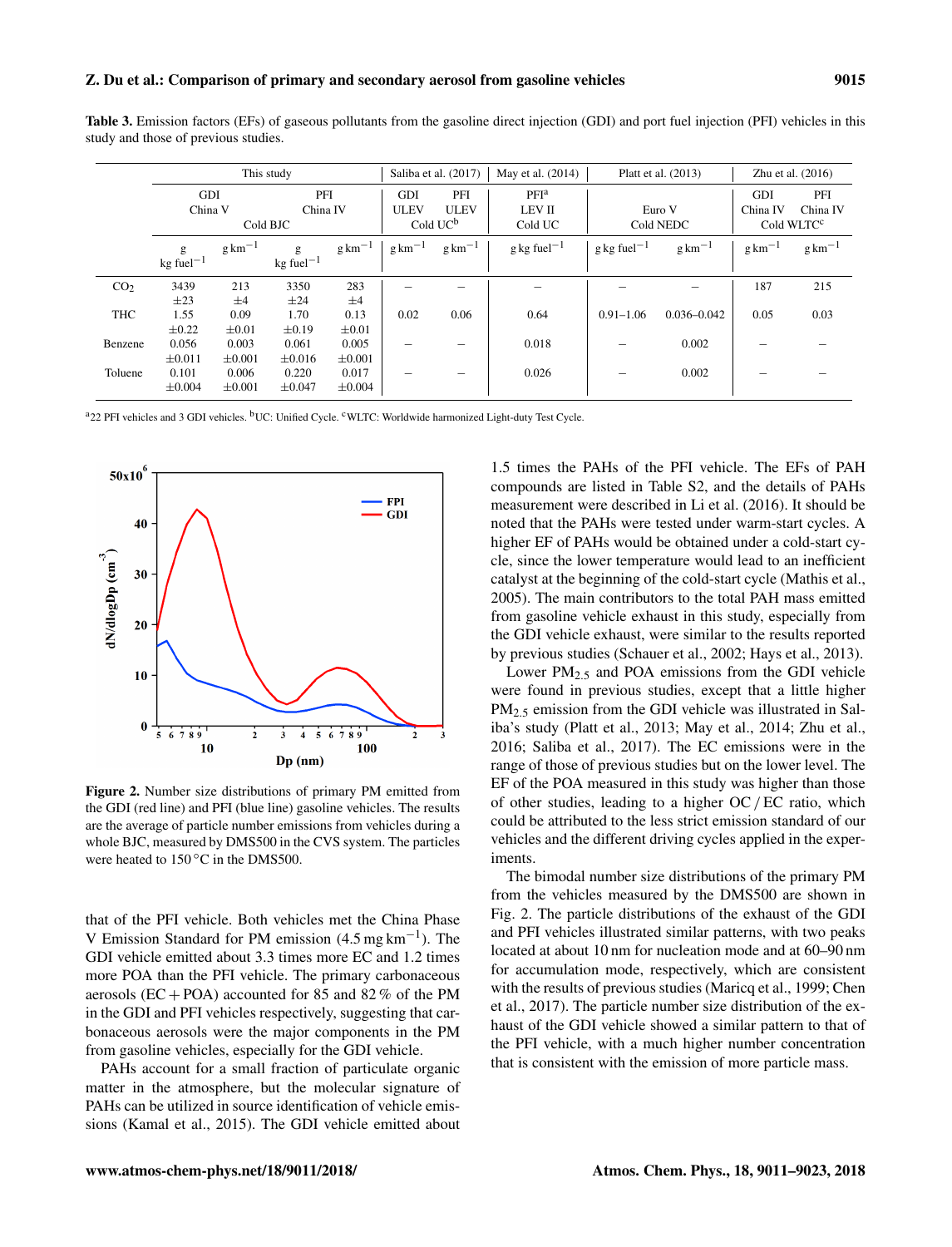**Table 3.** Emission factors (EFs) of gaseous pollutants from the gasoline direct injection (GDI) and port fuel injection (PFI) vehicles in this study and those of previous studies.

| | This study | | | | Saliba et al. (2017) | | May et al. (2014) | Platt et al. (2013) | | Zhu et al. (2016) | |
|---|---|---|---|---|---|---|---|---|---|---|---|
| | GDI China V | | PFI China IV | | GDI ULEV | PFI ULEV | PFI[a] LEV II | Euro V | | GDI China IV | PFI China IV |
| | Cold BJC | | | | Cold UC[b] | | Cold UC | Cold NEDC | | Cold WLTC[c] | |
| | $\mathrm{g\,kg\,fuel^{-1}}$ | $\mathrm{g\,km^{-1}}$ | $\mathrm{g\,kg\,fuel^{-1}}$ | $\mathrm{g\,km^{-1}}$ | $\mathrm{g\,km^{-1}}$ | $\mathrm{g\,km^{-1}}$ | $\mathrm{g\,kg\,fuel^{-1}}$ | $\mathrm{g\,kg\,fuel^{-1}}$ | $\mathrm{g\,km^{-1}}$ | $\mathrm{g\,km^{-1}}$ | $\mathrm{g\,km^{-1}}$ |
| $CO_2$ | 3439 ±23 | 213 ±4 | 3350 ±24 | 283 ±4 | – | – | – | – | – | 187 | 215 |
| THC | 1.55 ±0.22 | 0.09 ±0.01 | 1.70 ±0.19 | 0.13 ±0.01 | 0.02 | 0.06 | 0.64 | 0.91–1.06 | 0.036–0.042 | 0.05 | 0.03 |
| Benzene | 0.056 ±0.011 | 0.003 ±0.001 | 0.061 ±0.016 | 0.005 ±0.001 | – | – | 0.018 | – | 0.002 | – | – |
| Toluene | 0.101 ±0.004 | 0.006 ±0.001 | 0.220 ±0.047 | 0.017 ±0.004 | – | – | 0.026 | – | 0.002 | – | – |

[a] 22 PFI vehicles and 3 GDI vehicles. [b] UC: Unified Cycle. [c] WLTC: Worldwide harmonized Light-duty Test Cycle.

**Figure 2.** Number size distributions of primary PM emitted from the GDI (red line) and PFI (blue line) gasoline vehicles. The results are the average of particle number emissions from vehicles during a whole BJC, measured by DMS500 in the CVS system. The particles were heated to 150 °C in the DMS500.

that of the PFI vehicle. Both vehicles met the China Phase V Emission Standard for PM emission ($4.5\,\mathrm{mg\,km^{-1}}$). The GDI vehicle emitted about 3.3 times more EC and 1.2 times more POA than the PFI vehicle. The primary carbonaceous aerosols (EC + POA) accounted for 85 and 82 % of the PM in the GDI and PFI vehicles respectively, suggesting that carbonaceous aerosols were the major components in the PM from gasoline vehicles, especially for the GDI vehicle.

PAHs account for a small fraction of particulate organic matter in the atmosphere, but the molecular signature of PAHs can be utilized in source identification of vehicle emissions (Kamal et al., 2015). The GDI vehicle emitted about 1.5 times the PAHs of the PFI vehicle. The EFs of PAH compounds are listed in Table S2, and the details of PAHs measurement were described in Li et al. (2016). It should be noted that the PAHs were tested under warm-start cycles. A higher EF of PAHs would be obtained under a cold-start cycle, since the lower temperature would lead to an inefficient catalyst at the beginning of the cold-start cycle (Mathis et al., 2005). The main contributors to the total PAH mass emitted from gasoline vehicle exhaust in this study, especially from the GDI vehicle exhaust, were similar to the results reported by previous studies (Schauer et al., 2002; Hays et al., 2013).

Lower $PM_{2.5}$ and POA emissions from the GDI vehicle were found in previous studies, except that a little higher $PM_{2.5}$ emission from the GDI vehicle was illustrated in Saliba's study (Platt et al., 2013; May et al., 2014; Zhu et al., 2016; Saliba et al., 2017). The EC emissions were in the range of those of previous studies but on the lower level. The EF of the POA measured in this study was higher than those of other studies, leading to a higher OC / EC ratio, which could be attributed to the less strict emission standard of our vehicles and the different driving cycles applied in the experiments.

The bimodal number size distributions of the primary PM from the vehicles measured by the DMS500 are shown in Fig. 2. The particle distributions of the exhaust of the GDI and PFI vehicles illustrated similar patterns, with two peaks located at about 10 nm for nucleation mode and at 60–90 nm for accumulation mode, respectively, which are consistent with the results of previous studies (Maricq et al., 1999; Chen et al., 2017). The particle number size distribution of the exhaust of the GDI vehicle showed a similar pattern to that of the PFI vehicle, with a much higher number concentration that is consistent with the emission of more particle mass.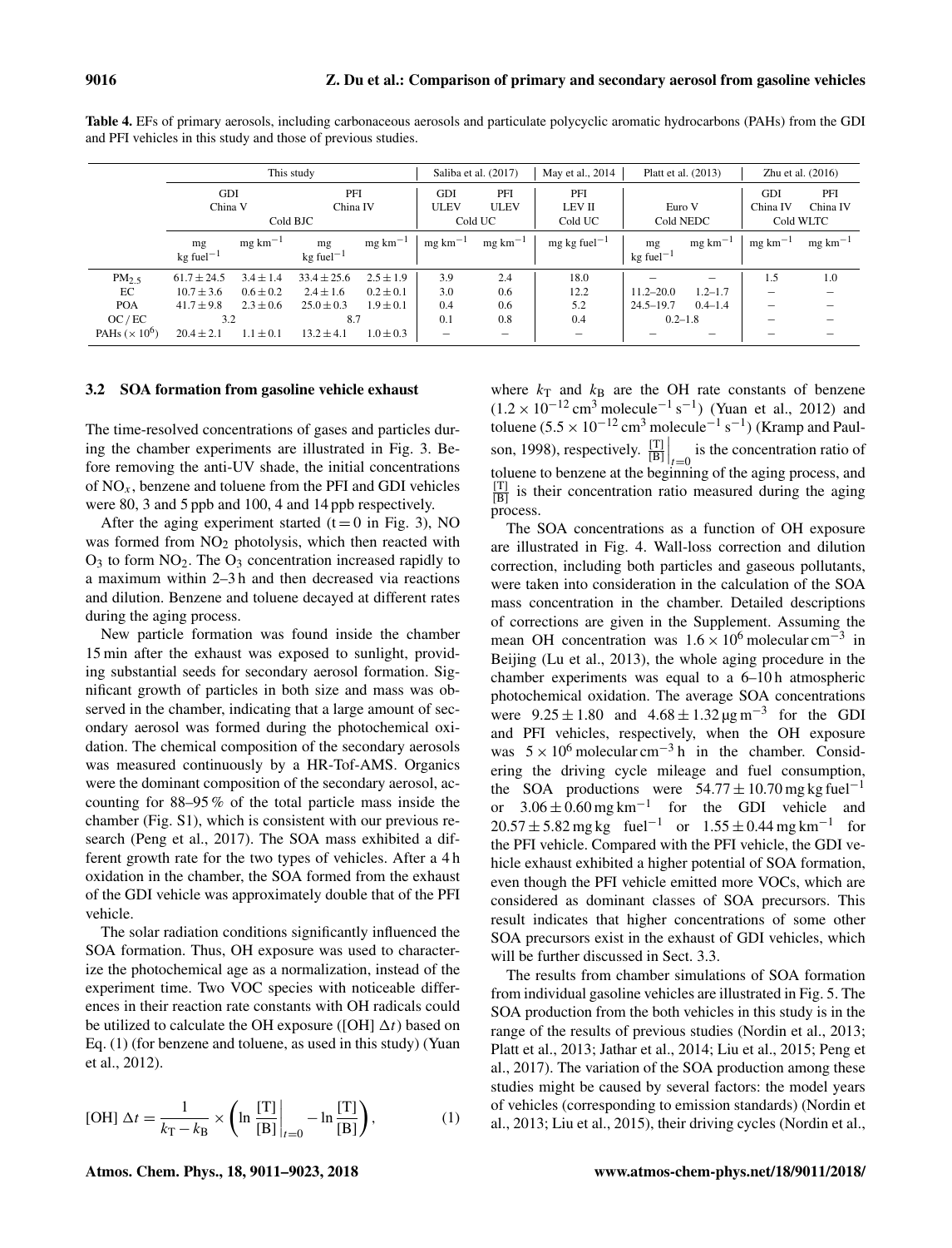**Table 4.** EFs of primary aerosols, including carbonaceous aerosols and particulate polycyclic aromatic hydrocarbons (PAHs) from the GDI and PFI vehicles in this study and those of previous studies.

| | This study | | | | Saliba et al. (2017) | | May et al., 2014 | Platt et al. (2013) | | Zhu et al. (2016) | |
|---|---|---|---|---|---|---|---|---|---|---|---|
| | GDI China V | | PFI China IV | | GDI ULEV | PFI ULEV | PFI LEV II | Euro V | | GDI China IV | PFI China IV |
| | Cold BJC | | | | Cold UC | | Cold UC | Cold NEDC | | Cold WLTC | |
| | mg kg fuel$^{-1}$ | mg km$^{-1}$ | mg kg fuel$^{-1}$ | mg km$^{-1}$ | mg km$^{-1}$ | mg km$^{-1}$ | mg kg fuel$^{-1}$ | mg kg fuel$^{-1}$ | mg km$^{-1}$ | mg km$^{-1}$ | mg km$^{-1}$ |
| $PM_{2.5}$ | $61.7 \pm 24.5$ | $3.4 \pm 1.4$ | $33.4 \pm 25.6$ | $2.5 \pm 1.9$ | 3.9 | 2.4 | 18.0 | – | – | 1.5 | 1.0 |
| EC | $10.7 \pm 3.6$ | $0.6 \pm 0.2$ | $2.4 \pm 1.6$ | $0.2 \pm 0.1$ | 3.0 | 0.6 | 12.2 | 11.2–20.0 | 1.2–1.7 | – | – |
| POA | $41.7 \pm 9.8$ | $2.3 \pm 0.6$ | $25.0 \pm 0.3$ | $1.9 \pm 0.1$ | 0.4 | 0.6 | 5.2 | 24.5–19.7 | 0.4–1.4 | – | – |
| OC / EC | 3.2 | | 8.7 | | 0.1 | 0.8 | 0.4 | 0.2–1.8 | | – | – |
| PAHs ($\times 10^6$) | $20.4 \pm 2.1$ | $1.1 \pm 0.1$ | $13.2 \pm 4.1$ | $1.0 \pm 0.3$ | – | – | – | – | – | – | – |

### 3.2 SOA formation from gasoline vehicle exhaust

The time-resolved concentrations of gases and particles during the chamber experiments are illustrated in Fig. 3. Before removing the anti-UV shade, the initial concentrations of $NO_x$, benzene and toluene from the PFI and GDI vehicles were 80, 3 and 5 ppb and 100, 4 and 14 ppb respectively.

After the aging experiment started ($t = 0$ in Fig. 3), NO was formed from $NO_2$ photolysis, which then reacted with $O_3$ to form $NO_2$. The $O_3$ concentration increased rapidly to a maximum within 2–3 h and then decreased via reactions and dilution. Benzene and toluene decayed at different rates during the aging process.

New particle formation was found inside the chamber 15 min after the exhaust was exposed to sunlight, providing substantial seeds for secondary aerosol formation. Significant growth of particles in both size and mass was observed in the chamber, indicating that a large amount of secondary aerosol was formed during the photochemical oxidation. The chemical composition of the secondary aerosols was measured continuously by a HR-Tof-AMS. Organics were the dominant composition of the secondary aerosol, accounting for 88–95 % of the total particle mass inside the chamber (Fig. S1), which is consistent with our previous research (Peng et al., 2017). The SOA mass exhibited a different growth rate for the two types of vehicles. After a 4 h oxidation in the chamber, the SOA formed from the exhaust of the GDI vehicle was approximately double that of the PFI vehicle.

The solar radiation conditions significantly influenced the SOA formation. Thus, OH exposure was used to characterize the photochemical age as a normalization, instead of the experiment time. Two VOC species with noticeable differences in their reaction rate constants with OH radicals could be utilized to calculate the OH exposure ($[OH]\,\Delta t$) based on Eq. (1) (for benzene and toluene, as used in this study) (Yuan et al., 2012).

$$[OH]\,\Delta t = \frac{1}{k_T - k_B} \times \left( \ln \left.\frac{[T]}{[B]}\right|_{t=0} - \ln \frac{[T]}{[B]} \right), \qquad (1)$$

where $k_T$ and $k_B$ are the OH rate constants of benzene ($1.2 \times 10^{-12}\ cm^3\ molecule^{-1}\ s^{-1}$) (Yuan et al., 2012) and toluene ($5.5 \times 10^{-12}\ cm^3\ molecule^{-1}\ s^{-1}$) (Kramp and Paulson, 1998), respectively. $\left.\frac{[T]}{[B]}\right|_{t=0}$ is the concentration ratio of toluene to benzene at the beginning of the aging process, and $\frac{[T]}{[B]}$ is their concentration ratio measured during the aging process.

The SOA concentrations as a function of OH exposure are illustrated in Fig. 4. Wall-loss correction and dilution correction, including both particles and gaseous pollutants, were taken into consideration in the calculation of the SOA mass concentration in the chamber. Detailed descriptions of corrections are given in the Supplement. Assuming the mean OH concentration was $1.6 \times 10^6$ molecular $cm^{-3}$ in Beijing (Lu et al., 2013), the whole aging procedure in the chamber experiments was equal to a 6–10 h atmospheric photochemical oxidation. The average SOA concentrations were $9.25 \pm 1.80$ and $4.68 \pm 1.32\ \mu g\ m^{-3}$ for the GDI and PFI vehicles, respectively, when the OH exposure was $5 \times 10^6$ molecular $cm^{-3}$ h in the chamber. Considering the driving cycle mileage and fuel consumption, the SOA productions were $54.77 \pm 10.70$ mg kg fuel$^{-1}$ or $3.06 \pm 0.60$ mg km$^{-1}$ for the GDI vehicle and $20.57 \pm 5.82$ mg kg fuel$^{-1}$ or $1.55 \pm 0.44$ mg km$^{-1}$ for the PFI vehicle. Compared with the PFI vehicle, the GDI vehicle exhaust exhibited a higher potential of SOA formation, even though the PFI vehicle emitted more VOCs, which are considered as dominant classes of SOA precursors. This result indicates that higher concentrations of some other SOA precursors exist in the exhaust of GDI vehicles, which will be further discussed in Sect. 3.3.

The results from chamber simulations of SOA formation from individual gasoline vehicles are illustrated in Fig. 5. The SOA production from the both vehicles in this study is in the range of the results of previous studies (Nordin et al., 2013; Platt et al., 2013; Jathar et al., 2014; Liu et al., 2015; Peng et al., 2017). The variation of the SOA production among these studies might be caused by several factors: the model years of vehicles (corresponding to emission standards) (Nordin et al., 2013; Liu et al., 2015), their driving cycles (Nordin et al.,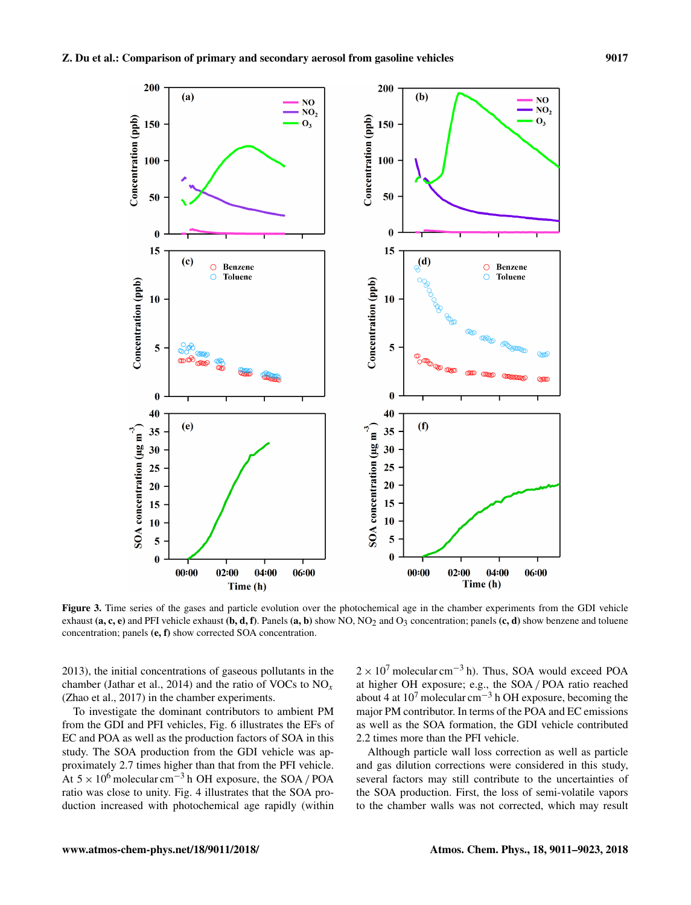**Figure 3.** Time series of the gases and particle evolution over the photochemical age in the chamber experiments from the GDI vehicle exhaust **(a, c, e)** and PFI vehicle exhaust **(b, d, f)**. Panels **(a, b)** show NO, $NO_2$ and $O_3$ concentration; panels **(c, d)** show benzene and toluene concentration; panels **(e, f)** show corrected SOA concentration.

2013), the initial concentrations of gaseous pollutants in the chamber (Jathar et al., 2014) and the ratio of VOCs to $NO_x$ (Zhao et al., 2017) in the chamber experiments.

To investigate the dominant contributors to ambient PM from the GDI and PFI vehicles, Fig. 6 illustrates the EFs of EC and POA as well as the production factors of SOA in this study. The SOA production from the GDI vehicle was approximately 2.7 times higher than that from the PFI vehicle. At $5 \times 10^6$ molecular $cm^{-3}$ h OH exposure, the SOA / POA ratio was close to unity. Fig. 4 illustrates that the SOA production increased with photochemical age rapidly (within $2 \times 10^7$ molecular $cm^{-3}$ h). Thus, SOA would exceed POA at higher OH exposure; e.g., the SOA / POA ratio reached about 4 at $10^7$ molecular $cm^{-3}$ h OH exposure, becoming the major PM contributor. In terms of the POA and EC emissions as well as the SOA formation, the GDI vehicle contributed 2.2 times more than the PFI vehicle.

Although particle wall loss correction as well as particle and gas dilution corrections were considered in this study, several factors may still contribute to the uncertainties of the SOA production. First, the loss of semi-volatile vapors to the chamber walls was not corrected, which may result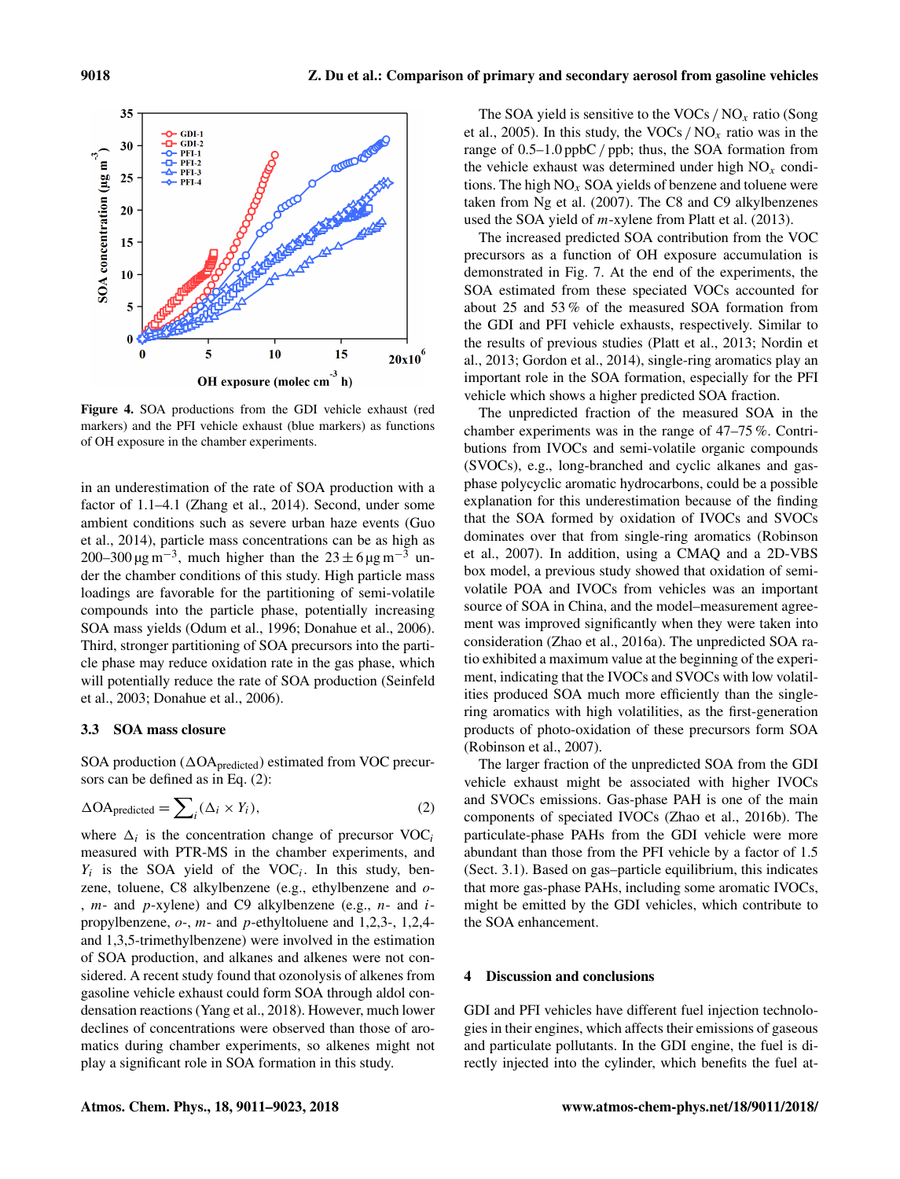Figure 4. SOA productions from the GDI vehicle exhaust (red markers) and the PFI vehicle exhaust (blue markers) as functions of OH exposure in the chamber experiments.

in an underestimation of the rate of SOA production with a factor of 1.1–4.1 (Zhang et al., 2014). Second, under some ambient conditions such as severe urban haze events (Guo et al., 2014), particle mass concentrations can be as high as 200–300 $\mu g\,m^{-3}$, much higher than the $23 \pm 6\,\mu g\,m^{-3}$ under the chamber conditions of this study. High particle mass loadings are favorable for the partitioning of semi-volatile compounds into the particle phase, potentially increasing SOA mass yields (Odum et al., 1996; Donahue et al., 2006). Third, stronger partitioning of SOA precursors into the particle phase may reduce oxidation rate in the gas phase, which will potentially reduce the rate of SOA production (Seinfeld et al., 2003; Donahue et al., 2006).

### 3.3 SOA mass closure

SOA production ($\Delta OA_{predicted}$) estimated from VOC precursors can be defined as in Eq. (2):

$$\Delta OA_{predicted} = \sum_i (\Delta_i \times Y_i), \quad (2)$$

where $\Delta_i$ is the concentration change of precursor $VOC_i$ measured with PTR-MS in the chamber experiments, and $Y_i$ is the SOA yield of the $VOC_i$. In this study, benzene, toluene, C8 alkylbenzene (e.g., ethylbenzene and *o*-, *m*- and *p*-xylene) and C9 alkylbenzene (e.g., *n*- and *i*-propylbenzene, *o*-, *m*- and *p*-ethyltoluene and 1,2,3-, 1,2,4- and 1,3,5-trimethylbenzene) were involved in the estimation of SOA production, and alkanes and alkenes were not considered. A recent study found that ozonolysis of alkenes from gasoline vehicle exhaust could form SOA through aldol condensation reactions (Yang et al., 2018). However, much lower declines of concentrations were observed than those of aromatics during chamber experiments, so alkenes might not play a significant role in SOA formation in this study.

The SOA yield is sensitive to the VOCs / $NO_x$ ratio (Song et al., 2005). In this study, the VOCs / $NO_x$ ratio was in the range of 0.5–1.0 ppbC / ppb; thus, the SOA formation from the vehicle exhaust was determined under high $NO_x$ conditions. The high $NO_x$ SOA yields of benzene and toluene were taken from Ng et al. (2007). The C8 and C9 alkylbenzenes used the SOA yield of *m*-xylene from Platt et al. (2013).

The increased predicted SOA contribution from the VOC precursors as a function of OH exposure accumulation is demonstrated in Fig. 7. At the end of the experiments, the SOA estimated from these speciated VOCs accounted for about 25 and 53 % of the measured SOA formation from the GDI and PFI vehicle exhausts, respectively. Similar to the results of previous studies (Platt et al., 2013; Nordin et al., 2013; Gordon et al., 2014), single-ring aromatics play an important role in the SOA formation, especially for the PFI vehicle which shows a higher predicted SOA fraction.

The unpredicted fraction of the measured SOA in the chamber experiments was in the range of 47–75 %. Contributions from IVOCs and semi-volatile organic compounds (SVOCs), e.g., long-branched and cyclic alkanes and gas-phase polycyclic aromatic hydrocarbons, could be a possible explanation for this underestimation because of the finding that the SOA formed by oxidation of IVOCs and SVOCs dominates over that from single-ring aromatics (Robinson et al., 2007). In addition, using a CMAQ and a 2D-VBS box model, a previous study showed that oxidation of semi-volatile POA and IVOCs from vehicles was an important source of SOA in China, and the model–measurement agreement was improved significantly when they were taken into consideration (Zhao et al., 2016a). The unpredicted SOA ratio exhibited a maximum value at the beginning of the experiment, indicating that the IVOCs and SVOCs with low volatilities produced SOA much more efficiently than the single-ring aromatics with high volatilities, as the first-generation products of photo-oxidation of these precursors form SOA (Robinson et al., 2007).

The larger fraction of the unpredicted SOA from the GDI vehicle exhaust might be associated with higher IVOCs and SVOCs emissions. Gas-phase PAH is one of the main components of speciated IVOCs (Zhao et al., 2016b). The particulate-phase PAHs from the GDI vehicle were more abundant than those from the PFI vehicle by a factor of 1.5 (Sect. 3.1). Based on gas–particle equilibrium, this indicates that more gas-phase PAHs, including some aromatic IVOCs, might be emitted by the GDI vehicles, which contribute to the SOA enhancement.

## 4 Discussion and conclusions

GDI and PFI vehicles have different fuel injection technologies in their engines, which affects their emissions of gaseous and particulate pollutants. In the GDI engine, the fuel is directly injected into the cylinder, which benefits the fuel at-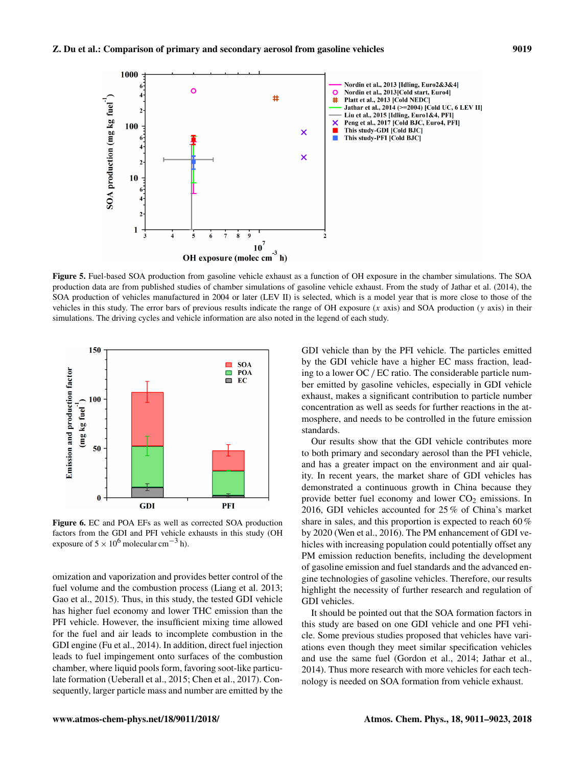**Figure 5.** Fuel-based SOA production from gasoline vehicle exhaust as a function of OH exposure in the chamber simulations. The SOA production data are from published studies of chamber simulations of gasoline vehicle exhaust. From the study of Jathar et al. (2014), the SOA production of vehicles manufactured in 2004 or later (LEV II) is selected, which is a model year that is more close to those of the vehicles in this study. The error bars of previous results indicate the range of OH exposure ($x$ axis) and SOA production ($y$ axis) in their simulations. The driving cycles and vehicle information are also noted in the legend of each study.

**Figure 6.** EC and POA EFs as well as corrected SOA production factors from the GDI and PFI vehicle exhausts in this study (OH exposure of $5 \times 10^6$ molecular $cm^{-3}$ h).

omization and vaporization and provides better control of the fuel volume and the combustion process (Liang et al. 2013; Gao et al., 2015). Thus, in this study, the tested GDI vehicle has higher fuel economy and lower THC emission than the PFI vehicle. However, the insufficient mixing time allowed for the fuel and air leads to incomplete combustion in the GDI engine (Fu et al., 2014). In addition, direct fuel injection leads to fuel impingement onto surfaces of the combustion chamber, where liquid pools form, favoring soot-like particulate formation (Ueberall et al., 2015; Chen et al., 2017). Consequently, larger particle mass and number are emitted by the GDI vehicle than by the PFI vehicle. The particles emitted by the GDI vehicle have a higher EC mass fraction, leading to a lower OC / EC ratio. The considerable particle number emitted by gasoline vehicles, especially in GDI vehicle exhaust, makes a significant contribution to particle number concentration as well as seeds for further reactions in the atmosphere, and needs to be controlled in the future emission standards.

Our results show that the GDI vehicle contributes more to both primary and secondary aerosol than the PFI vehicle, and has a greater impact on the environment and air quality. In recent years, the market share of GDI vehicles has demonstrated a continuous growth in China because they provide better fuel economy and lower $CO_2$ emissions. In 2016, GDI vehicles accounted for 25 % of China's market share in sales, and this proportion is expected to reach 60 % by 2020 (Wen et al., 2016). The PM enhancement of GDI vehicles with increasing population could potentially offset any PM emission reduction benefits, including the development of gasoline emission and fuel standards and the advanced engine technologies of gasoline vehicles. Therefore, our results highlight the necessity of further research and regulation of GDI vehicles.

It should be pointed out that the SOA formation factors in this study are based on one GDI vehicle and one PFI vehicle. Some previous studies proposed that vehicles have variations even though they meet similar specification vehicles and use the same fuel (Gordon et al., 2014; Jathar et al., 2014). Thus more research with more vehicles for each technology is needed on SOA formation from vehicle exhaust.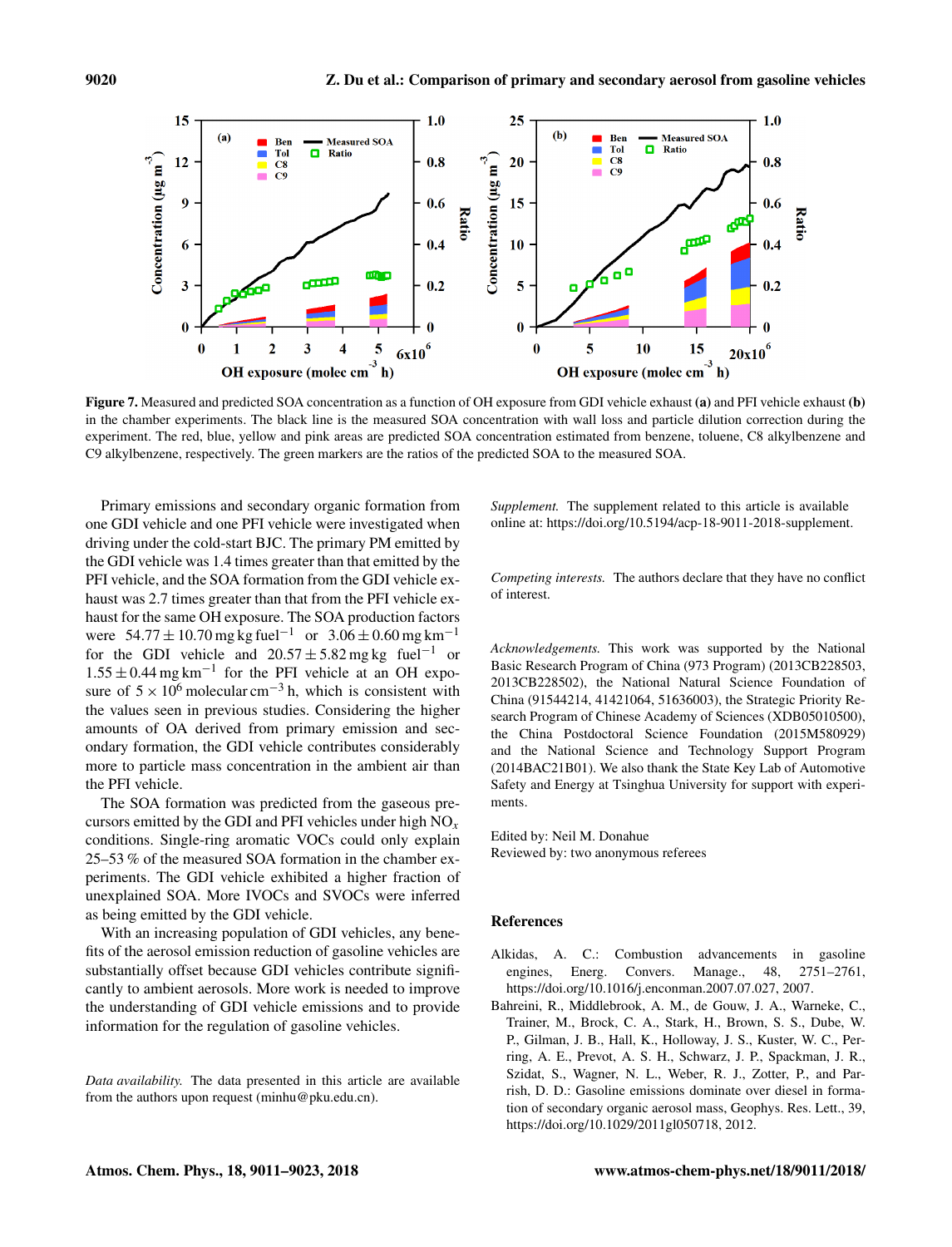**Figure 7.** Measured and predicted SOA concentration as a function of OH exposure from GDI vehicle exhaust **(a)** and PFI vehicle exhaust **(b)** in the chamber experiments. The black line is the measured SOA concentration with wall loss and particle dilution correction during the experiment. The red, blue, yellow and pink areas are predicted SOA concentration estimated from benzene, toluene, C8 alkylbenzene and C9 alkylbenzene, respectively. The green markers are the ratios of the predicted SOA to the measured SOA.

Primary emissions and secondary organic formation from one GDI vehicle and one PFI vehicle were investigated when driving under the cold-start BJC. The primary PM emitted by the GDI vehicle was 1.4 times greater than that emitted by the PFI vehicle, and the SOA formation from the GDI vehicle exhaust was 2.7 times greater than that from the PFI vehicle exhaust for the same OH exposure. The SOA production factors were $54.77 \pm 10.70\,\mathrm{mg\,kg\,fuel^{-1}}$ or $3.06 \pm 0.60\,\mathrm{mg\,km^{-1}}$ for the GDI vehicle and $20.57 \pm 5.82\,\mathrm{mg\,kg\,fuel^{-1}}$ or $1.55 \pm 0.44\,\mathrm{mg\,km^{-1}}$ for the PFI vehicle at an OH exposure of $5 \times 10^6$ molecular $\mathrm{cm^{-3}}$ h, which is consistent with the values seen in previous studies. Considering the higher amounts of OA derived from primary emission and secondary formation, the GDI vehicle contributes considerably more to particle mass concentration in the ambient air than the PFI vehicle.

The SOA formation was predicted from the gaseous precursors emitted by the GDI and PFI vehicles under high $NO_x$ conditions. Single-ring aromatic VOCs could only explain 25–53 % of the measured SOA formation in the chamber experiments. The GDI vehicle exhibited a higher fraction of unexplained SOA. More IVOCs and SVOCs were inferred as being emitted by the GDI vehicle.

With an increasing population of GDI vehicles, any benefits of the aerosol emission reduction of gasoline vehicles are substantially offset because GDI vehicles contribute significantly to ambient aerosols. More work is needed to improve the understanding of GDI vehicle emissions and to provide information for the regulation of gasoline vehicles.

*Data availability.* The data presented in this article are available from the authors upon request (minhu@pku.edu.cn).

*Supplement.* The supplement related to this article is available online at: https://doi.org/10.5194/acp-18-9011-2018-supplement.

*Competing interests.* The authors declare that they have no conflict of interest.

*Acknowledgements.* This work was supported by the National Basic Research Program of China (973 Program) (2013CB228503, 2013CB228502), the National Natural Science Foundation of China (91544214, 41421064, 51636003), the Strategic Priority Research Program of Chinese Academy of Sciences (XDB05010500), the China Postdoctoral Science Foundation (2015M580929) and the National Science and Technology Support Program (2014BAC21B01). We also thank the State Key Lab of Automotive Safety and Energy at Tsinghua University for support with experiments.

Edited by: Neil M. Donahue
Reviewed by: two anonymous referees

## References

Alkidas, A. C.: Combustion advancements in gasoline engines, Energ. Convers. Manage., 48, 2751–2761, https://doi.org/10.1016/j.enconman.2007.07.027, 2007.

Bahreini, R., Middlebrook, A. M., de Gouw, J. A., Warneke, C., Trainer, M., Brock, C. A., Stark, H., Brown, S. S., Dube, W. P., Gilman, J. B., Hall, K., Holloway, J. S., Kuster, W. C., Perring, A. E., Prevot, A. S. H., Schwarz, J. P., Spackman, J. R., Szidat, S., Wagner, N. L., Weber, R. J., Zotter, P., and Parrish, D. D.: Gasoline emissions dominate over diesel in formation of secondary organic aerosol mass, Geophys. Res. Lett., 39, https://doi.org/10.1029/2011gl050718, 2012.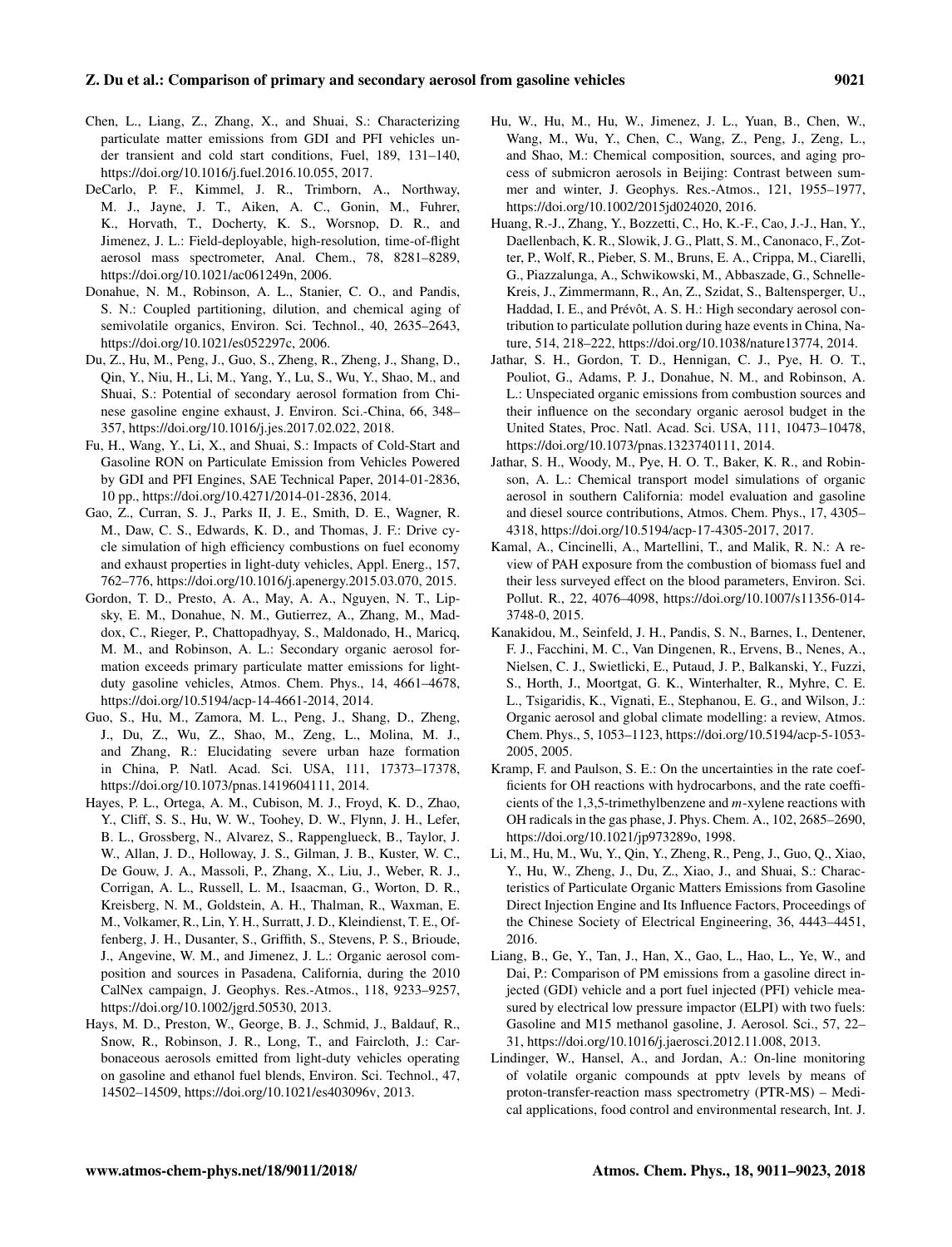Chen, L., Liang, Z., Zhang, X., and Shuai, S.: Characterizing particulate matter emissions from GDI and PFI vehicles under transient and cold start conditions, Fuel, 189, 131–140, https://doi.org/10.1016/j.fuel.2016.10.055, 2017.

DeCarlo, P. F., Kimmel, J. R., Trimborn, A., Northway, M. J., Jayne, J. T., Aiken, A. C., Gonin, M., Fuhrer, K., Horvath, T., Docherty, K. S., Worsnop, D. R., and Jimenez, J. L.: Field-deployable, high-resolution, time-of-flight aerosol mass spectrometer, Anal. Chem., 78, 8281–8289, https://doi.org/10.1021/ac061249n, 2006.

Donahue, N. M., Robinson, A. L., Stanier, C. O., and Pandis, S. N.: Coupled partitioning, dilution, and chemical aging of semivolatile organics, Environ. Sci. Technol., 40, 2635–2643, https://doi.org/10.1021/es052297c, 2006.

Du, Z., Hu, M., Peng, J., Guo, S., Zheng, R., Zheng, J., Shang, D., Qin, Y., Niu, H., Li, M., Yang, Y., Lu, S., Wu, Y., Shao, M., and Shuai, S.: Potential of secondary aerosol formation from Chinese gasoline engine exhaust, J. Environ. Sci.-China, 66, 348–357, https://doi.org/10.1016/j.jes.2017.02.022, 2018.

Fu, H., Wang, Y., Li, X., and Shuai, S.: Impacts of Cold-Start and Gasoline RON on Particulate Emission from Vehicles Powered by GDI and PFI Engines, SAE Technical Paper, 2014-01-2836, 10 pp., https://doi.org/10.4271/2014-01-2836, 2014.

Gao, Z., Curran, S. J., Parks II, J. E., Smith, D. E., Wagner, R. M., Daw, C. S., Edwards, K. D., and Thomas, J. F.: Drive cycle simulation of high efficiency combustions on fuel economy and exhaust properties in light-duty vehicles, Appl. Energ., 157, 762–776, https://doi.org/10.1016/j.apenergy.2015.03.070, 2015.

Gordon, T. D., Presto, A. A., May, A. A., Nguyen, N. T., Lipsky, E. M., Donahue, N. M., Gutierrez, A., Zhang, M., Maddox, C., Rieger, P., Chattopadhyay, S., Maldonado, H., Maricq, M. M., and Robinson, A. L.: Secondary organic aerosol formation exceeds primary particulate matter emissions for light-duty gasoline vehicles, Atmos. Chem. Phys., 14, 4661–4678, https://doi.org/10.5194/acp-14-4661-2014, 2014.

Guo, S., Hu, M., Zamora, M. L., Peng, J., Shang, D., Zheng, J., Du, Z., Wu, Z., Shao, M., Zeng, L., Molina, M. J., and Zhang, R.: Elucidating severe urban haze formation in China, P. Natl. Acad. Sci. USA, 111, 17373–17378, https://doi.org/10.1073/pnas.1419604111, 2014.

Hayes, P. L., Ortega, A. M., Cubison, M. J., Froyd, K. D., Zhao, Y., Cliff, S. S., Hu, W. W., Toohey, D. W., Flynn, J. H., Lefer, B. L., Grossberg, N., Alvarez, S., Rappenglueck, B., Taylor, J. W., Allan, J. D., Holloway, J. S., Gilman, J. B., Kuster, W. C., De Gouw, J. A., Massoli, P., Zhang, X., Liu, J., Weber, R. J., Corrigan, A. L., Russell, L. M., Isaacman, G., Worton, D. R., Kreisberg, N. M., Goldstein, A. H., Thalman, R., Waxman, E. M., Volkamer, R., Lin, Y. H., Surratt, J. D., Kleindienst, T. E., Offenberg, J. H., Dusanter, S., Griffith, S., Stevens, P. S., Brioude, J., Angevine, W. M., and Jimenez, J. L.: Organic aerosol composition and sources in Pasadena, California, during the 2010 CalNex campaign, J. Geophys. Res.-Atmos., 118, 9233–9257, https://doi.org/10.1002/jgrd.50530, 2013.

Hays, M. D., Preston, W., George, B. J., Schmid, J., Baldauf, R., Snow, R., Robinson, J. R., Long, T., and Faircloth, J.: Carbonaceous aerosols emitted from light-duty vehicles operating on gasoline and ethanol fuel blends, Environ. Sci. Technol., 47, 14502–14509, https://doi.org/10.1021/es403096v, 2013.

Hu, W., Hu, M., Hu, W., Jimenez, J. L., Yuan, B., Chen, W., Wang, M., Wu, Y., Chen, C., Wang, Z., Peng, J., Zeng, L., and Shao, M.: Chemical composition, sources, and aging process of submicron aerosols in Beijing: Contrast between summer and winter, J. Geophys. Res.-Atmos., 121, 1955–1977, https://doi.org/10.1002/2015jd024020, 2016.

Huang, R.-J., Zhang, Y., Bozzetti, C., Ho, K.-F., Cao, J.-J., Han, Y., Daellenbach, K. R., Slowik, J. G., Platt, S. M., Canonaco, F., Zotter, P., Wolf, R., Pieber, S. M., Bruns, E. A., Crippa, M., Ciarelli, G., Piazzalunga, A., Schwikowski, M., Abbaszade, G., Schnelle-Kreis, J., Zimmermann, R., An, Z., Szidat, S., Baltensperger, U., Haddad, I. E., and Prévôt, A. S. H.: High secondary aerosol contribution to particulate pollution during haze events in China, Nature, 514, 218–222, https://doi.org/10.1038/nature13774, 2014.

Jathar, S. H., Gordon, T. D., Hennigan, C. J., Pye, H. O. T., Pouliot, G., Adams, P. J., Donahue, N. M., and Robinson, A. L.: Unspeciated organic emissions from combustion sources and their influence on the secondary organic aerosol budget in the United States, Proc. Natl. Acad. Sci. USA, 111, 10473–10478, https://doi.org/10.1073/pnas.1323740111, 2014.

Jathar, S. H., Woody, M., Pye, H. O. T., Baker, K. R., and Robinson, A. L.: Chemical transport model simulations of organic aerosol in southern California: model evaluation and gasoline and diesel source contributions, Atmos. Chem. Phys., 17, 4305–4318, https://doi.org/10.5194/acp-17-4305-2017, 2017.

Kamal, A., Cincinelli, A., Martellini, T., and Malik, R. N.: A review of PAH exposure from the combustion of biomass fuel and their less surveyed effect on the blood parameters, Environ. Sci. Pollut. R., 22, 4076–4098, https://doi.org/10.1007/s11356-014-3748-0, 2015.

Kanakidou, M., Seinfeld, J. H., Pandis, S. N., Barnes, I., Dentener, F. J., Facchini, M. C., Van Dingenen, R., Ervens, B., Nenes, A., Nielsen, C. J., Swietlicki, E., Putaud, J. P., Balkanski, Y., Fuzzi, S., Horth, J., Moortgat, G. K., Winterhalter, R., Myhre, C. E. L., Tsigaridis, K., Vignati, E., Stephanou, E. G., and Wilson, J.: Organic aerosol and global climate modelling: a review, Atmos. Chem. Phys., 5, 1053–1123, https://doi.org/10.5194/acp-5-1053-2005, 2005.

Kramp, F. and Paulson, S. E.: On the uncertainties in the rate coefficients for OH reactions with hydrocarbons, and the rate coefficients of the 1,3,5-trimethylbenzene and *m*-xylene reactions with OH radicals in the gas phase, J. Phys. Chem. A., 102, 2685–2690, https://doi.org/10.1021/jp973289o, 1998.

Li, M., Hu, M., Wu, Y., Qin, Y., Zheng, R., Peng, J., Guo, Q., Xiao, Y., Hu, W., Zheng, J., Du, Z., Xiao, J., and Shuai, S.: Characteristics of Particulate Organic Matters Emissions from Gasoline Direct Injection Engine and Its Influence Factors, Proceedings of the Chinese Society of Electrical Engineering, 36, 4443–4451, 2016.

Liang, B., Ge, Y., Tan, J., Han, X., Gao, L., Hao, L., Ye, W., and Dai, P.: Comparison of PM emissions from a gasoline direct injected (GDI) vehicle and a port fuel injected (PFI) vehicle measured by electrical low pressure impactor (ELPI) with two fuels: Gasoline and M15 methanol gasoline, J. Aerosol. Sci., 57, 22–31, https://doi.org/10.1016/j.jaerosci.2012.11.008, 2013.

Lindinger, W., Hansel, A., and Jordan, A.: On-line monitoring of volatile organic compounds at pptv levels by means of proton-transfer-reaction mass spectrometry (PTR-MS) – Medical applications, food control and environmental research, Int. J.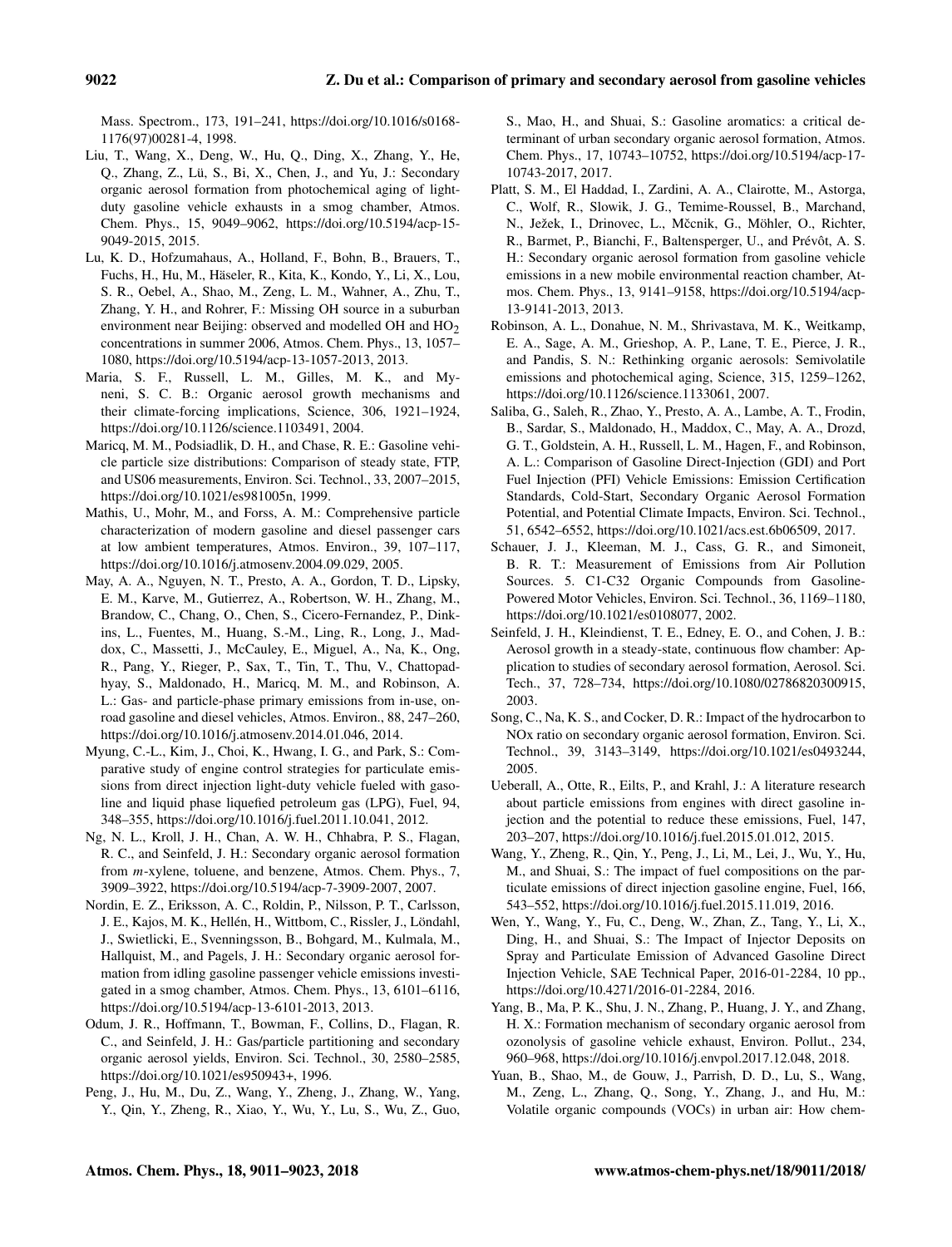Mass. Spectrom., 173, 191–241, https://doi.org/10.1016/s0168-1176(97)00281-4, 1998.

Liu, T., Wang, X., Deng, W., Hu, Q., Ding, X., Zhang, Y., He, Q., Zhang, Z., Lü, S., Bi, X., Chen, J., and Yu, J.: Secondary organic aerosol formation from photochemical aging of light-duty gasoline vehicle exhausts in a smog chamber, Atmos. Chem. Phys., 15, 9049–9062, https://doi.org/10.5194/acp-15-9049-2015, 2015.

Lu, K. D., Hofzumahaus, A., Holland, F., Bohn, B., Brauers, T., Fuchs, H., Hu, M., Häseler, R., Kita, K., Kondo, Y., Li, X., Lou, S. R., Oebel, A., Shao, M., Zeng, L. M., Wahner, A., Zhu, T., Zhang, Y. H., and Rohrer, F.: Missing OH source in a suburban environment near Beijing: observed and modelled OH and $HO_2$ concentrations in summer 2006, Atmos. Chem. Phys., 13, 1057–1080, https://doi.org/10.5194/acp-13-1057-2013, 2013.

Maria, S. F., Russell, L. M., Gilles, M. K., and Myneni, S. C. B.: Organic aerosol growth mechanisms and their climate-forcing implications, Science, 306, 1921–1924, https://doi.org/10.1126/science.1103491, 2004.

Maricq, M. M., Podsiadlik, D. H., and Chase, R. E.: Gasoline vehicle particle size distributions: Comparison of steady state, FTP, and US06 measurements, Environ. Sci. Technol., 33, 2007–2015, https://doi.org/10.1021/es981005n, 1999.

Mathis, U., Mohr, M., and Forss, A. M.: Comprehensive particle characterization of modern gasoline and diesel passenger cars at low ambient temperatures, Atmos. Environ., 39, 107–117, https://doi.org/10.1016/j.atmosenv.2004.09.029, 2005.

May, A. A., Nguyen, N. T., Presto, A. A., Gordon, T. D., Lipsky, E. M., Karve, M., Gutierrez, A., Robertson, W. H., Zhang, M., Brandow, C., Chang, O., Chen, S., Cicero-Fernandez, P., Dinkins, L., Fuentes, M., Huang, S.-M., Ling, R., Long, J., Maddox, C., Massetti, J., McCauley, E., Miguel, A., Na, K., Ong, R., Pang, Y., Rieger, P., Sax, T., Tin, T., Thu, V., Chattopadhyay, S., Maldonado, H., Maricq, M. M., and Robinson, A. L.: Gas- and particle-phase primary emissions from in-use, on-road gasoline and diesel vehicles, Atmos. Environ., 88, 247–260, https://doi.org/10.1016/j.atmosenv.2014.01.046, 2014.

Myung, C.-L., Kim, J., Choi, K., Hwang, I. G., and Park, S.: Comparative study of engine control strategies for particulate emissions from direct injection light-duty vehicle fueled with gasoline and liquid phase liquefied petroleum gas (LPG), Fuel, 94, 348–355, https://doi.org/10.1016/j.fuel.2011.10.041, 2012.

Ng, N. L., Kroll, J. H., Chan, A. W. H., Chhabra, P. S., Flagan, R. C., and Seinfeld, J. H.: Secondary organic aerosol formation from *m*-xylene, toluene, and benzene, Atmos. Chem. Phys., 7, 3909–3922, https://doi.org/10.5194/acp-7-3909-2007, 2007.

Nordin, E. Z., Eriksson, A. C., Roldin, P., Nilsson, P. T., Carlsson, J. E., Kajos, M. K., Hellén, H., Wittbom, C., Rissler, J., Löndahl, J., Swietlicki, E., Svenningsson, B., Bohgard, M., Kulmala, M., Hallquist, M., and Pagels, J. H.: Secondary organic aerosol formation from idling gasoline passenger vehicle emissions investigated in a smog chamber, Atmos. Chem. Phys., 13, 6101–6116, https://doi.org/10.5194/acp-13-6101-2013, 2013.

Odum, J. R., Hoffmann, T., Bowman, F., Collins, D., Flagan, R. C., and Seinfeld, J. H.: Gas/particle partitioning and secondary organic aerosol yields, Environ. Sci. Technol., 30, 2580–2585, https://doi.org/10.1021/es950943+, 1996.

Peng, J., Hu, M., Du, Z., Wang, Y., Zheng, J., Zhang, W., Yang, Y., Qin, Y., Zheng, R., Xiao, Y., Wu, Y., Lu, S., Wu, Z., Guo, S., Mao, H., and Shuai, S.: Gasoline aromatics: a critical determinant of urban secondary organic aerosol formation, Atmos. Chem. Phys., 17, 10743–10752, https://doi.org/10.5194/acp-17-10743-2017, 2017.

Platt, S. M., El Haddad, I., Zardini, A. A., Clairotte, M., Astorga, C., Wolf, R., Slowik, J. G., Temime-Roussel, B., Marchand, N., Ježek, I., Drinovec, L., Mčcnik, G., Möhler, O., Richter, R., Barmet, P., Bianchi, F., Baltensperger, U., and Prévôt, A. S. H.: Secondary organic aerosol formation from gasoline vehicle emissions in a new mobile environmental reaction chamber, Atmos. Chem. Phys., 13, 9141–9158, https://doi.org/10.5194/acp-13-9141-2013, 2013.

Robinson, A. L., Donahue, N. M., Shrivastava, M. K., Weitkamp, E. A., Sage, A. M., Grieshop, A. P., Lane, T. E., Pierce, J. R., and Pandis, S. N.: Rethinking organic aerosols: Semivolatile emissions and photochemical aging, Science, 315, 1259–1262, https://doi.org/10.1126/science.1133061, 2007.

Saliba, G., Saleh, R., Zhao, Y., Presto, A. A., Lambe, A. T., Frodin, B., Sardar, S., Maldonado, H., Maddox, C., May, A. A., Drozd, G. T., Goldstein, A. H., Russell, L. M., Hagen, F., and Robinson, A. L.: Comparison of Gasoline Direct-Injection (GDI) and Port Fuel Injection (PFI) Vehicle Emissions: Emission Certification Standards, Cold-Start, Secondary Organic Aerosol Formation Potential, and Potential Climate Impacts, Environ. Sci. Technol., 51, 6542–6552, https://doi.org/10.1021/acs.est.6b06509, 2017.

Schauer, J. J., Kleeman, M. J., Cass, G. R., and Simoneit, B. R. T.: Measurement of Emissions from Air Pollution Sources. 5. C1-C32 Organic Compounds from Gasoline-Powered Motor Vehicles, Environ. Sci. Technol., 36, 1169–1180, https://doi.org/10.1021/es0108077, 2002.

Seinfeld, J. H., Kleindienst, T. E., Edney, E. O., and Cohen, J. B.: Aerosol growth in a steady-state, continuous flow chamber: Application to studies of secondary aerosol formation, Aerosol. Sci. Tech., 37, 728–734, https://doi.org/10.1080/02786820300915, 2003.

Song, C., Na, K. S., and Cocker, D. R.: Impact of the hydrocarbon to NOx ratio on secondary organic aerosol formation, Environ. Sci. Technol., 39, 3143–3149, https://doi.org/10.1021/es0493244, 2005.

Ueberall, A., Otte, R., Eilts, P., and Krahl, J.: A literature research about particle emissions from engines with direct gasoline injection and the potential to reduce these emissions, Fuel, 147, 203–207, https://doi.org/10.1016/j.fuel.2015.01.012, 2015.

Wang, Y., Zheng, R., Qin, Y., Peng, J., Li, M., Lei, J., Wu, Y., Hu, M., and Shuai, S.: The impact of fuel compositions on the particulate emissions of direct injection gasoline engine, Fuel, 166, 543–552, https://doi.org/10.1016/j.fuel.2015.11.019, 2016.

Wen, Y., Wang, Y., Fu, C., Deng, W., Zhan, Z., Tang, Y., Li, X., Ding, H., and Shuai, S.: The Impact of Injector Deposits on Spray and Particulate Emission of Advanced Gasoline Direct Injection Vehicle, SAE Technical Paper, 2016-01-2284, 10 pp., https://doi.org/10.4271/2016-01-2284, 2016.

Yang, B., Ma, P. K., Shu, J. N., Zhang, P., Huang, J. Y., and Zhang, H. X.: Formation mechanism of secondary organic aerosol from ozonolysis of gasoline vehicle exhaust, Environ. Pollut., 234, 960–968, https://doi.org/10.1016/j.envpol.2017.12.048, 2018.

Yuan, B., Shao, M., de Gouw, J., Parrish, D. D., Lu, S., Wang, M., Zeng, L., Zhang, Q., Song, Y., Zhang, J., and Hu, M.: Volatile organic compounds (VOCs) in urban air: How chem-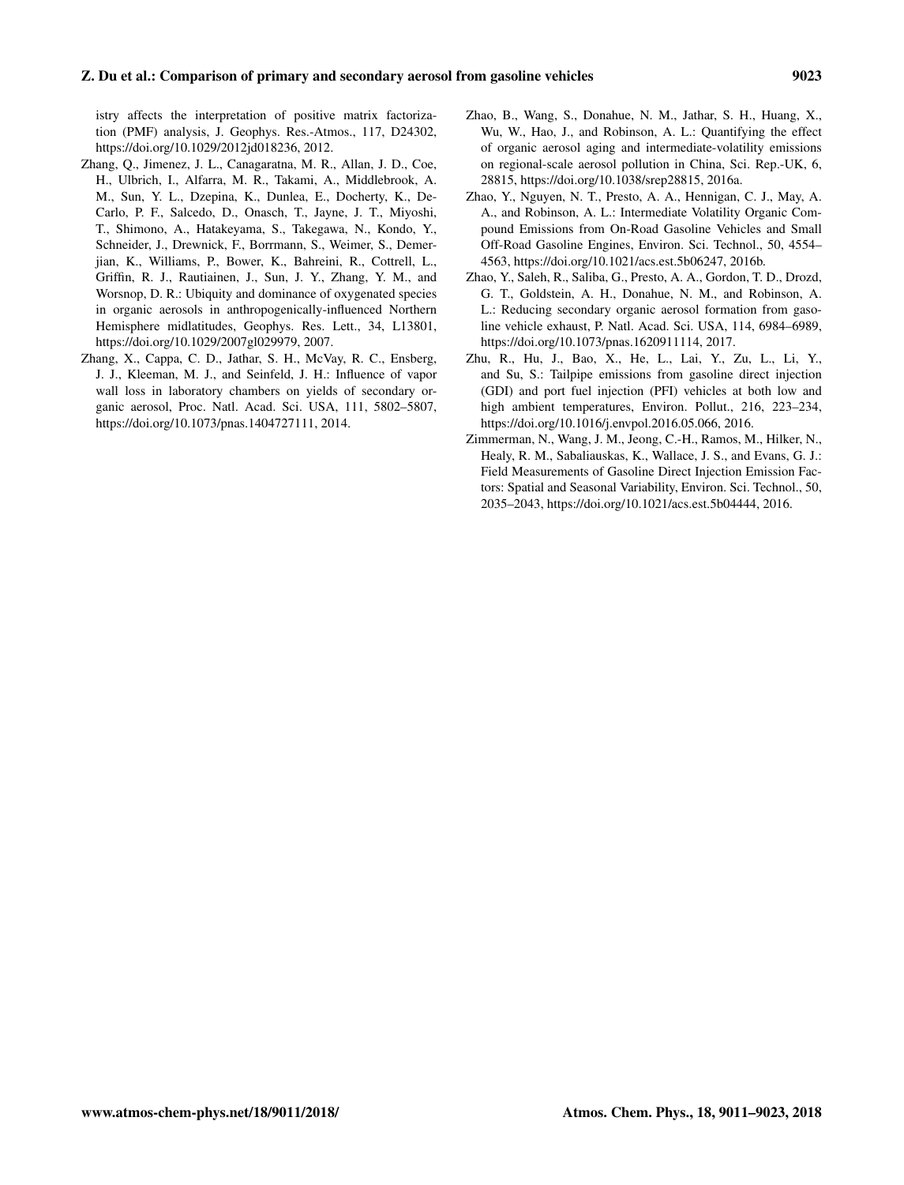istry affects the interpretation of positive matrix factorization (PMF) analysis, J. Geophys. Res.-Atmos., 117, D24302, https://doi.org/10.1029/2012jd018236, 2012.

Zhang, Q., Jimenez, J. L., Canagaratna, M. R., Allan, J. D., Coe, H., Ulbrich, I., Alfarra, M. R., Takami, A., Middlebrook, A. M., Sun, Y. L., Dzepina, K., Dunlea, E., Docherty, K., DeCarlo, P. F., Salcedo, D., Onasch, T., Jayne, J. T., Miyoshi, T., Shimono, A., Hatakeyama, S., Takegawa, N., Kondo, Y., Schneider, J., Drewnick, F., Borrmann, S., Weimer, S., Demerjian, K., Williams, P., Bower, K., Bahreini, R., Cottrell, L., Griffin, R. J., Rautiainen, J., Sun, J. Y., Zhang, Y. M., and Worsnop, D. R.: Ubiquity and dominance of oxygenated species in organic aerosols in anthropogenically-influenced Northern Hemisphere midlatitudes, Geophys. Res. Lett., 34, L13801, https://doi.org/10.1029/2007gl029979, 2007.

Zhang, X., Cappa, C. D., Jathar, S. H., McVay, R. C., Ensberg, J. J., Kleeman, M. J., and Seinfeld, J. H.: Influence of vapor wall loss in laboratory chambers on yields of secondary organic aerosol, Proc. Natl. Acad. Sci. USA, 111, 5802–5807, https://doi.org/10.1073/pnas.1404727111, 2014.

Zhao, B., Wang, S., Donahue, N. M., Jathar, S. H., Huang, X., Wu, W., Hao, J., and Robinson, A. L.: Quantifying the effect of organic aerosol aging and intermediate-volatility emissions on regional-scale aerosol pollution in China, Sci. Rep.-UK, 6, 28815, https://doi.org/10.1038/srep28815, 2016a.

Zhao, Y., Nguyen, N. T., Presto, A. A., Hennigan, C. J., May, A. A., and Robinson, A. L.: Intermediate Volatility Organic Compound Emissions from On-Road Gasoline Vehicles and Small Off-Road Gasoline Engines, Environ. Sci. Technol., 50, 4554–4563, https://doi.org/10.1021/acs.est.5b06247, 2016b.

Zhao, Y., Saleh, R., Saliba, G., Presto, A. A., Gordon, T. D., Drozd, G. T., Goldstein, A. H., Donahue, N. M., and Robinson, A. L.: Reducing secondary organic aerosol formation from gasoline vehicle exhaust, P. Natl. Acad. Sci. USA, 114, 6984–6989, https://doi.org/10.1073/pnas.1620911114, 2017.

Zhu, R., Hu, J., Bao, X., He, L., Lai, Y., Zu, L., Li, Y., and Su, S.: Tailpipe emissions from gasoline direct injection (GDI) and port fuel injection (PFI) vehicles at both low and high ambient temperatures, Environ. Pollut., 216, 223–234, https://doi.org/10.1016/j.envpol.2016.05.066, 2016.

Zimmerman, N., Wang, J. M., Jeong, C.-H., Ramos, M., Hilker, N., Healy, R. M., Sabaliauskas, K., Wallace, J. S., and Evans, G. J.: Field Measurements of Gasoline Direct Injection Emission Factors: Spatial and Seasonal Variability, Environ. Sci. Technol., 50, 2035–2043, https://doi.org/10.1021/acs.est.5b04444, 2016.